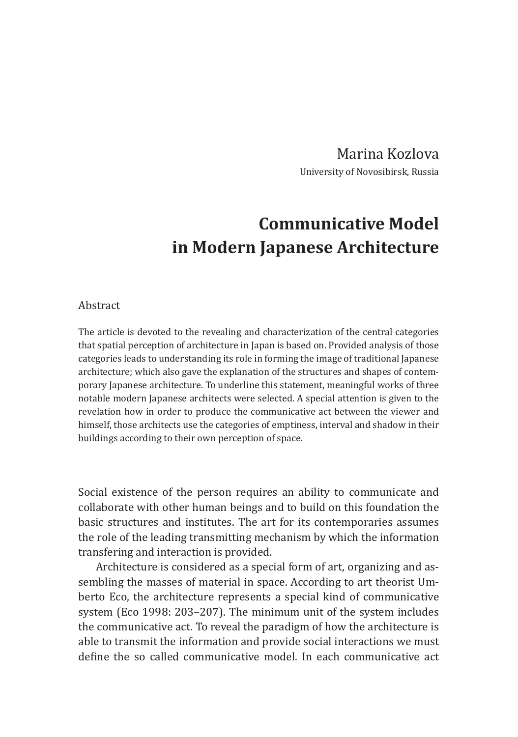Marina Kozlova

University of Novosibirsk, Russia

# Communicative Model in Modern Japanese Architecture

## Abstract

The article is devoted to the revealing and characterization of the central categories that spatial perception of architecture in Japan is based on. Provided analysis of those categories leads to understanding its role in forming the image of traditional Japanese architecture; which also gave the explanation of the structures and shapes of contemporary Japanese architecture. To underline this statement, meaningful works of three notable modern Japanese architects were selected. A special attention is given to the revelation how in order to produce the communicative act between the viewer and himself, those architects use the categories of emptiness, interval and shadow in their buildings according to their own perception of space.

Social existence of the person requires an ability to communicate and collaborate with other human beings and to build on this foundation the basic structures and institutes. The art for its contemporaries assumes the role of the leading transmitting mechanism by which the information transfering and interaction is provided.

Architecture is considered as a special form of art, organizing and assembling the masses of material in space. According to art theorist Umberto Eco, the architecture represents a special kind of communicative system (Eco 1998: 203–207). The minimum unit of the system includes the communicative act. To reveal the paradigm of how the architecture is able to transmit the information and provide social interactions we must define the so called communicative model. In each communicative act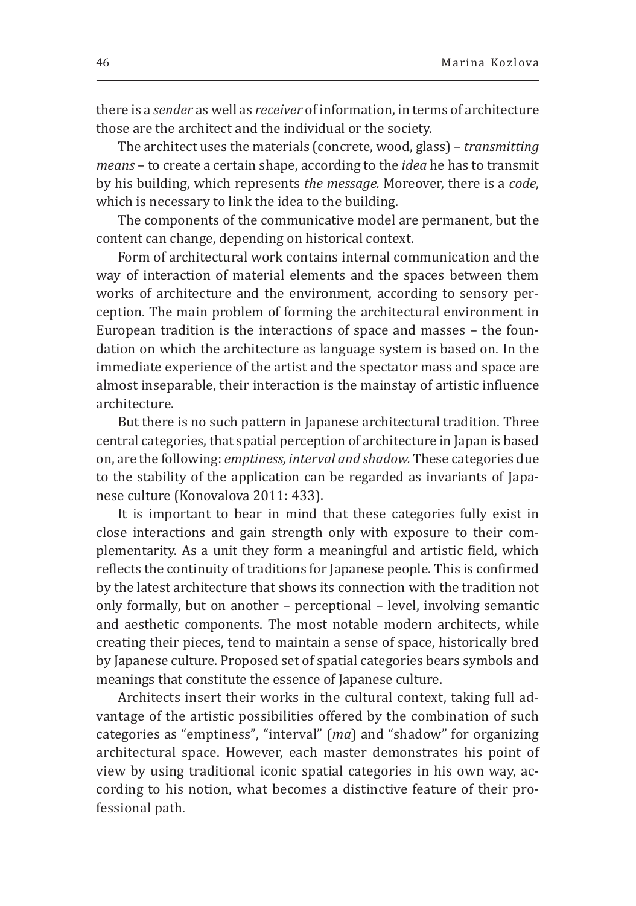there is a *sender* as well as *receiver* of information, in terms of architecture those are the architect and the individual or the society.

The architect uses the materials (concrete, wood, glass) – *transmitting means* – to create a certain shape, according to the *idea* he has to transmit by his building, which represents *the message.* Moreover, there is a *code*, which is necessary to link the idea to the building.

The components of the communicative model are permanent, but the content can change, depending on historical context.

Form of architectural work contains internal communication and the way of interaction of material elements and the spaces between them works of architecture and the environment, according to sensory perception. The main problem of forming the architectural environment in European tradition is the interactions of space and masses – the foundation on which the architecture as language system is based on. In the immediate experience of the artist and the spectator mass and space are almost inseparable, their interaction is the mainstay of artistic influence architecture.

But there is no such pattern in Japanese architectural tradition. Three central categories, that spatial perception of architecture in Japan is based on, are the following: *emptiness, interval and shadow.* These categories due to the stability of the application can be regarded as invariants of Japanese culture (Konovalova 2011: 433).

It is important to bear in mind that these categories fully exist in close interactions and gain strength only with exposure to their complementarity. As a unit they form a meaningful and artistic field, which reflects the continuity of traditions for Japanese people. This is confirmed by the latest architecture that shows its connection with the tradition not only formally, but on another – perceptional – level, involving semantic and aesthetic components. The most notable modern architects, while creating their pieces, tend to maintain a sense of space, historically bred by Japanese culture. Proposed set of spatial categories bears symbols and meanings that constitute the essence of Japanese culture.

Architects insert their works in the cultural context, taking full advantage of the artistic possibilities offered by the combination of such categories as "emptiness", "interval" (*ma*) and "shadow" for organizing architectural space. However, each master demonstrates his point of view by using traditional iconic spatial categories in his own way, according to his notion, what becomes a distinctive feature of their professional path.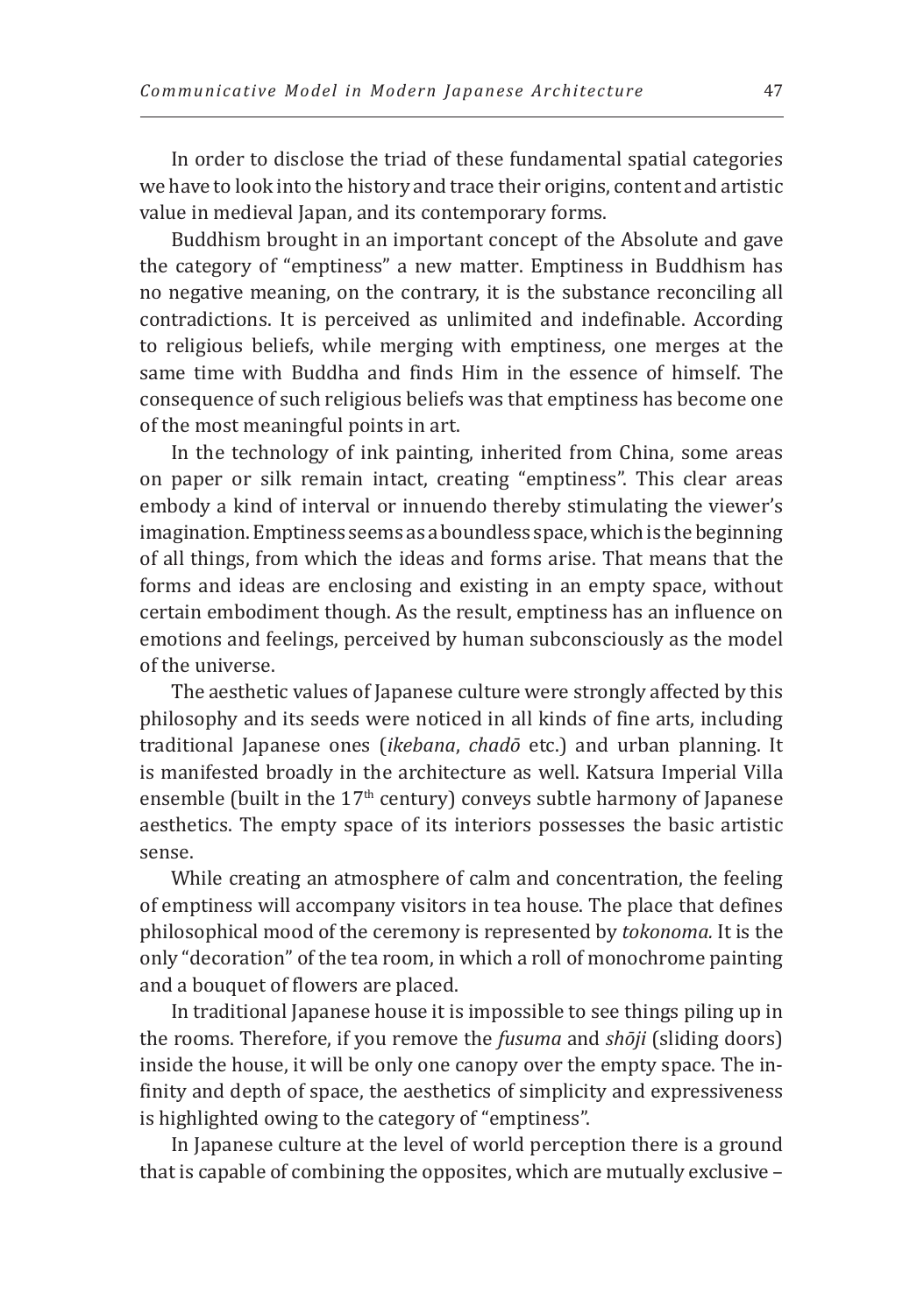In order to disclose the triad of these fundamental spatial categories we have to look into the history and trace their origins, content and artistic value in medieval Japan, and its contemporary forms.

Buddhism brought in an important concept of the Absolute and gave the category of "emptiness" a new matter. Emptiness in Buddhism has no negative meaning, on the contrary, it is the substance reconciling all contradictions. It is perceived as unlimited and indefinable. According to religious beliefs, while merging with emptiness, one merges at the same time with Buddha and finds Him in the essence of himself. The consequence of such religious beliefs was that emptiness has become one of the most meaningful points in art.

In the technology of ink painting, inherited from China, some areas on paper or silk remain intact, creating "emptiness". This clear areas embody a kind of interval or innuendo thereby stimulating the viewer's imagination. Emptiness seems as a boundless space, which is the beginning of all things, from which the ideas and forms arise. That means that the forms and ideas are enclosing and existing in an empty space, without certain embodiment though. As the result, emptiness has an influence on emotions and feelings, perceived by human subconsciously as the model of the universe.

The aesthetic values of Japanese culture were strongly affected by this philosophy and its seeds were noticed in all kinds of fine arts, including traditional Japanese ones (*ikebana*, *chadō* etc.) and urban planning. It is manifested broadly in the architecture as well. Katsura Imperial Villa ensemble (built in the 17th century) conveys subtle harmony of Japanese aesthetics. The empty space of its interiors possesses the basic artistic sense.

While creating an atmosphere of calm and concentration, the feeling of emptiness will accompany visitors in tea house. The place that defines philosophical mood of the ceremony is represented by *tokonoma.* It is the only "decoration" of the tea room, in which a roll of monochrome painting and a bouquet of flowers are placed.

In traditional Japanese house it is impossible to see things piling up in the rooms. Therefore, if you remove the *fusuma* and *shōji* (sliding doors) inside the house, it will be only one canopy over the empty space. The infinity and depth of space, the aesthetics of simplicity and expressiveness is highlighted owing to the category of "emptiness".

In Japanese culture at the level of world perception there is a ground that is capable of combining the opposites, which are mutually exclusive –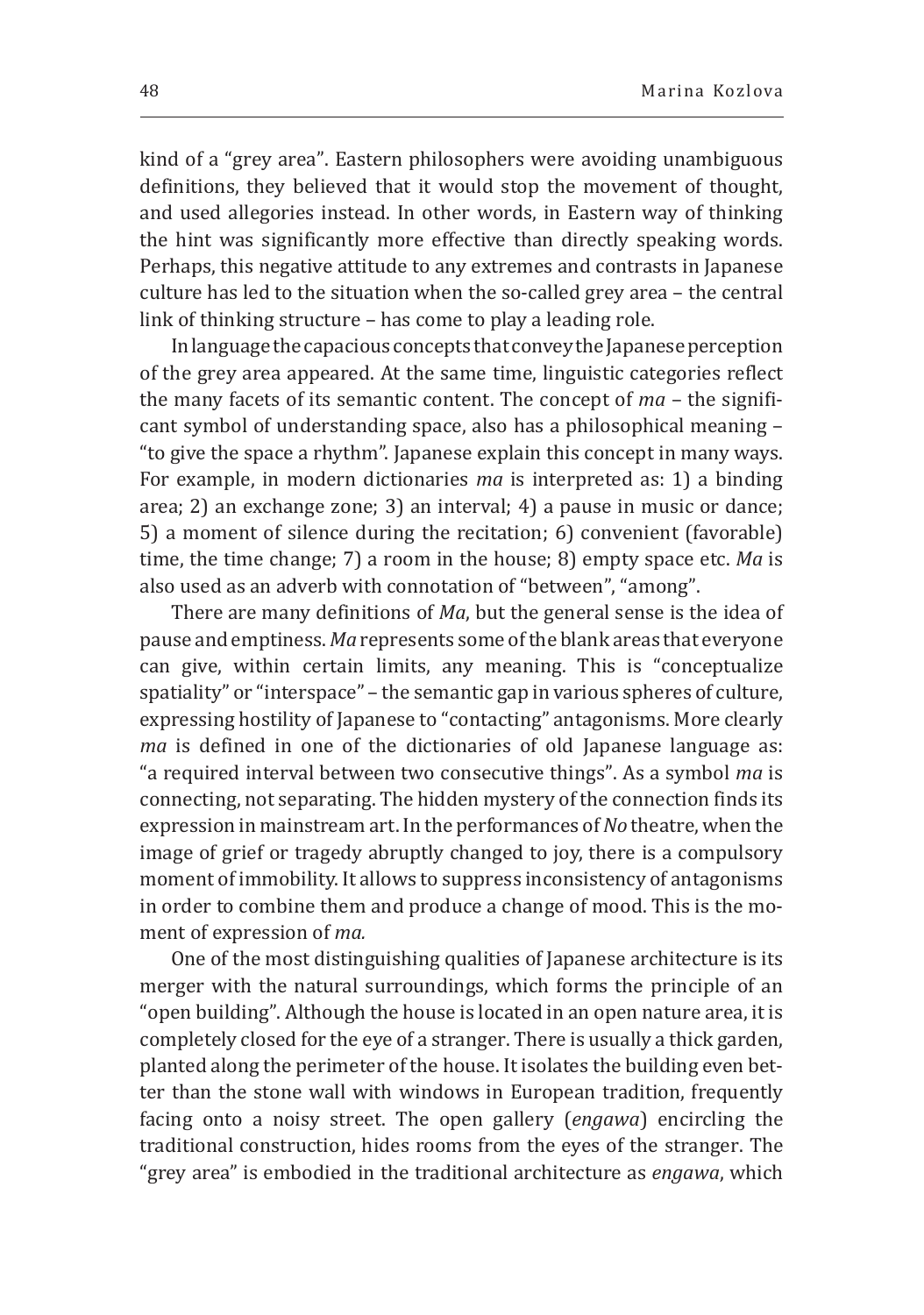kind of a "grey area". Eastern philosophers were avoiding unambiguous definitions, they believed that it would stop the movement of thought, and used allegories instead. In other words, in Eastern way of thinking the hint was significantly more effective than directly speaking words. Perhaps, this negative attitude to any extremes and contrasts in Japanese culture has led to the situation when the so-called grey area – the central link of thinking structure – has come to play a leading role.

In language the capacious concepts that convey the Japanese perception of the grey area appeared. At the same time, linguistic categories reflect the many facets of its semantic content. The concept of *ma* – the significant symbol of understanding space, also has a philosophical meaning – "to give the space a rhythm". Japanese explain this concept in many ways. For example, in modern dictionaries *ma* is interpreted as: 1) a binding area; 2) an exchange zone; 3) an interval; 4) a pause in music or dance; 5) a moment of silence during the recitation; 6) convenient (favorable) time, the time change; 7) a room in the house; 8) empty space etc. *Ma* is also used as an adverb with connotation of "between", "among".

There are many definitions of *Ma*, but the general sense is the idea of pause and emptiness. *Ma* represents some of the blank areas that everyone can give, within certain limits, any meaning. This is "conceptualize spatiality" or "interspace" – the semantic gap in various spheres of culture, expressing hostility of Japanese to "contacting" antagonisms. More clearly *ma* is defined in one of the dictionaries of old Japanese language as: "a required interval between two consecutive things". As a symbol *ma* is connecting, not separating. The hidden mystery of the connection finds its expression in mainstream art. In the performances of *No* theatre, when the image of grief or tragedy abruptly changed to joy, there is a compulsory moment of immobility. It allows to suppress inconsistency of antagonisms in order to combine them and produce a change of mood. This is the moment of expression of *ma.*

One of the most distinguishing qualities of Japanese architecture is its merger with the natural surroundings, which forms the principle of an "open building". Although the house is located in an open nature area, it is completely closed for the eye of a stranger. There is usually a thick garden, planted along the perimeter of the house. It isolates the building even better than the stone wall with windows in European tradition, frequently facing onto a noisy street. The open gallery (*engawa*) encircling the traditional construction, hides rooms from the eyes of the stranger. The "grey area" is embodied in the traditional architecture as *engawa*, which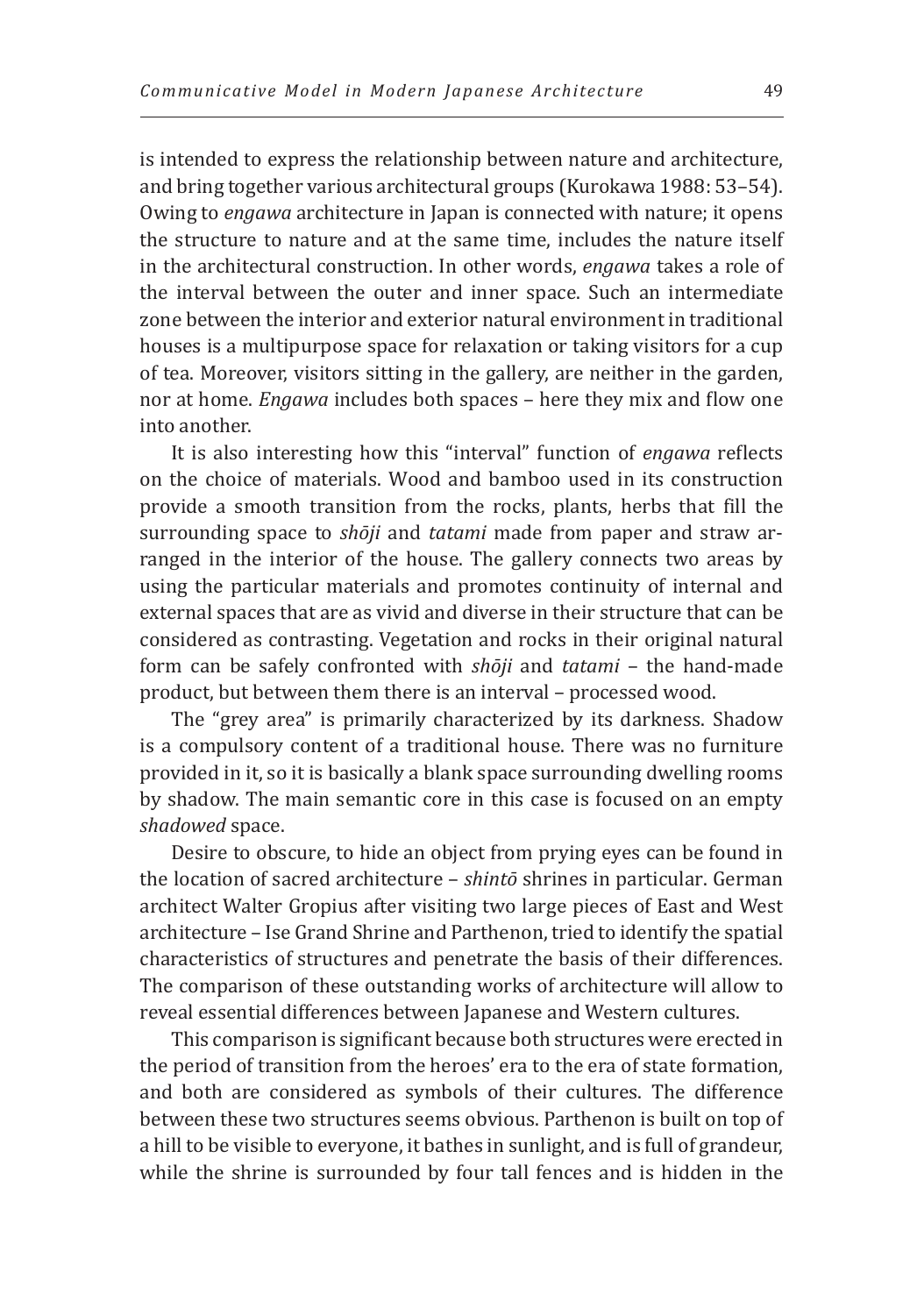is intended to express the relationship between nature and architecture, and bring together various architectural groups (Kurokawa 1988: 53–54). Owing to *engawa* architecture in Japan is connected with nature; it opens the structure to nature and at the same time, includes the nature itself in the architectural construction. In other words, *engawa* takes a role of the interval between the outer and inner space. Such an intermediate zone between the interior and exterior natural environment in traditional houses is a multipurpose space for relaxation or taking visitors for a cup of tea. Moreover, visitors sitting in the gallery, are neither in the garden, nor at home. *Engawa* includes both spaces – here they mix and flow one into another.

It is also interesting how this "interval" function of *engawa* reflects on the choice of materials. Wood and bamboo used in its construction provide a smooth transition from the rocks, plants, herbs that fill the surrounding space to *shōji* and *tatami* made from paper and straw arranged in the interior of the house. The gallery connects two areas by using the particular materials and promotes continuity of internal and external spaces that are as vivid and diverse in their structure that can be considered as contrasting. Vegetation and rocks in their original natural form can be safely confronted with *shōji* and *tatami* – the hand-made product, but between them there is an interval – processed wood.

The "grey area" is primarily characterized by its darkness. Shadow is a compulsory content of a traditional house. There was no furniture provided in it, so it is basically a blank space surrounding dwelling rooms by shadow. The main semantic core in this case is focused on an empty *shadowed* space.

Desire to obscure, to hide an object from prying eyes can be found in the location of sacred architecture – *shintō* shrines in particular. German architect Walter Gropius after visiting two large pieces of East and West architecture – Ise Grand Shrine and Parthenon, tried to identify the spatial characteristics of structures and penetrate the basis of their differences. The comparison of these outstanding works of architecture will allow to reveal essential differences between Japanese and Western cultures.

This comparison is significant because both structures were erected in the period of transition from the heroes' era to the era of state formation, and both are considered as symbols of their cultures. The difference between these two structures seems obvious. Parthenon is built on top of a hill to be visible to everyone, it bathes in sunlight, and is full of grandeur, while the shrine is surrounded by four tall fences and is hidden in the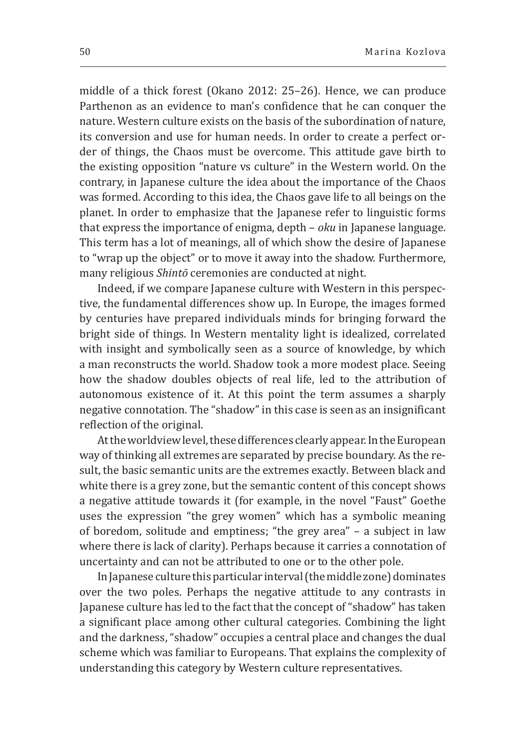middle of a thick forest (Okano 2012: 25–26). Hence, we can produce Parthenon as an evidence to man's confidence that he can conquer the nature. Western culture exists on the basis of the subordination of nature, its conversion and use for human needs. In order to create a perfect order of things, the Chaos must be overcome. This attitude gave birth to the existing opposition "nature vs culture" in the Western world. On the contrary, in Japanese culture the idea about the importance of the Chaos was formed. According to this idea, the Chaos gave life to all beings on the planet. In order to emphasize that the Japanese refer to linguistic forms that express the importance of enigma, depth – *oku* in Japanese language. This term has a lot of meanings, all of which show the desire of Japanese to "wrap up the object" or to move it away into the shadow. Furthermore, many religious *Shintō* ceremonies are conducted at night.

Indeed, if we compare Japanese culture with Western in this perspective, the fundamental differences show up. In Europe, the images formed by centuries have prepared individuals minds for bringing forward the bright side of things. In Western mentality light is idealized, correlated with insight and symbolically seen as a source of knowledge, by which a man reconstructs the world. Shadow took a more modest place. Seeing how the shadow doubles objects of real life, led to the attribution of autonomous existence of it. At this point the term assumes a sharply negative connotation. The "shadow" in this case is seen as an insignificant reflection of the original.

At the worldview level, these differences clearly appear. In the European way of thinking all extremes are separated by precise boundary. As the result, the basic semantic units are the extremes exactly. Between black and white there is a grey zone, but the semantic content of this concept shows a negative attitude towards it (for example, in the novel "Faust" Goethe uses the expression "the grey women" which has a symbolic meaning of boredom, solitude and emptiness; "the grey area" – a subject in law where there is lack of clarity). Perhaps because it carries a connotation of uncertainty and can not be attributed to one or to the other pole.

In Japanese culture this particular interval (the middle zone) dominates over the two poles. Perhaps the negative attitude to any contrasts in Japanese culture has led to the fact that the concept of "shadow" has taken a significant place among other cultural categories. Combining the light and the darkness, "shadow" occupies a central place and changes the dual scheme which was familiar to Europeans. That explains the complexity of understanding this category by Western culture representatives.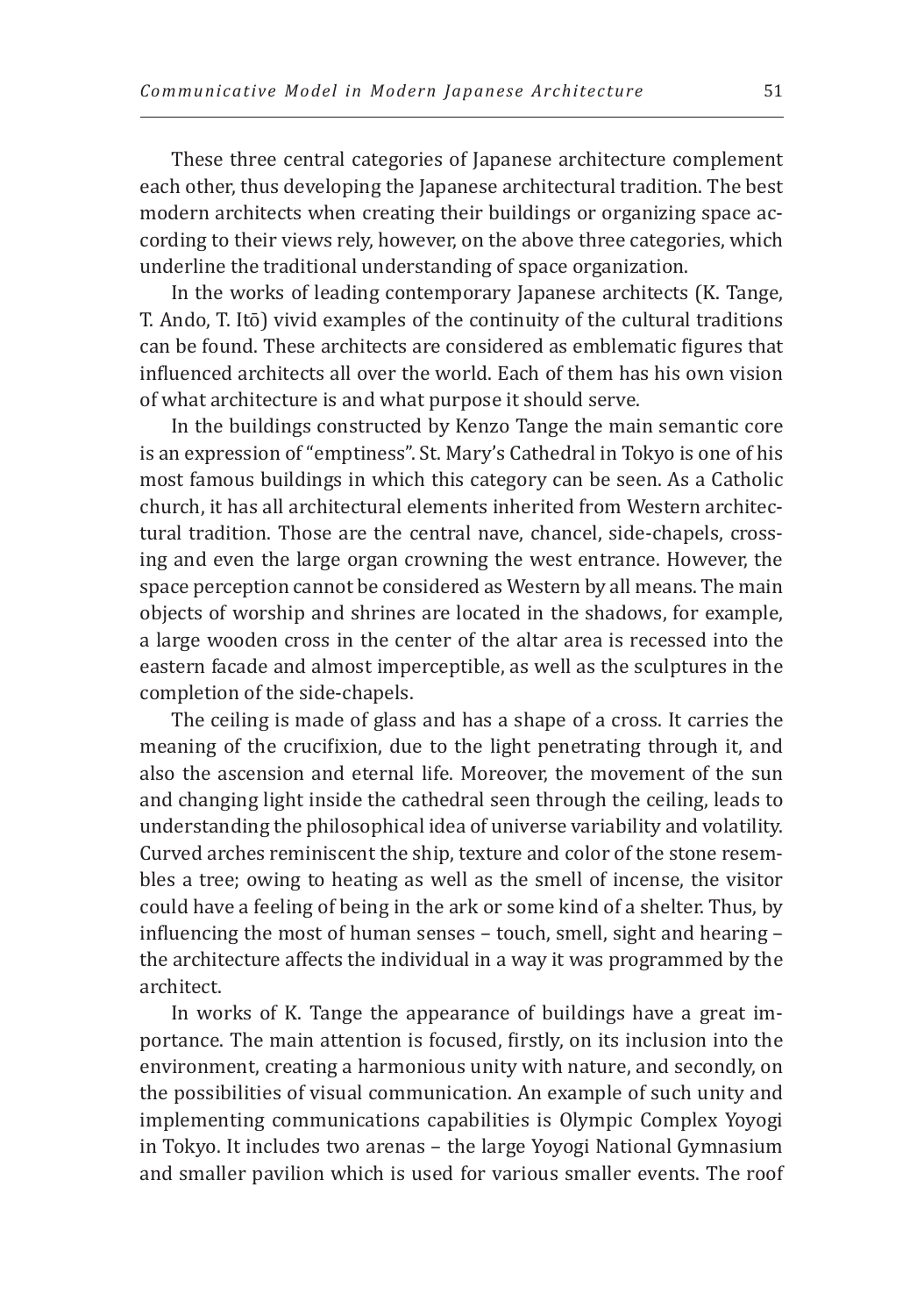These three central categories of Japanese architecture complement each other, thus developing the Japanese architectural tradition. The best modern architects when creating their buildings or organizing space according to their views rely, however, on the above three categories, which underline the traditional understanding of space organization.

In the works of leading contemporary Japanese architects (K. Tange, T. Ando, T. Itō) vivid examples of the continuity of the cultural traditions can be found. These architects are considered as emblematic figures that influenced architects all over the world. Each of them has his own vision of what architecture is and what purpose it should serve.

In the buildings constructed by Kenzo Tange the main semantic core is an expression of "emptiness". St. Mary's Cathedral in Tokyo is one of his most famous buildings in which this category can be seen. As a Catholic church, it has all architectural elements inherited from Western architectural tradition. Those are the central nave, chancel, side-chapels, crossing and even the large organ crowning the west entrance. However, the space perception cannot be considered as Western by all means. The main objects of worship and shrines are located in the shadows, for example, a large wooden cross in the center of the altar area is recessed into the eastern facade and almost imperceptible, as well as the sculptures in the completion of the side-chapels.

The ceiling is made of glass and has a shape of a cross. It carries the meaning of the crucifixion, due to the light penetrating through it, and also the ascension and eternal life. Moreover, the movement of the sun and changing light inside the cathedral seen through the ceiling, leads to understanding the philosophical idea of universe variability and volatility. Curved arches reminiscent the ship, texture and color of the stone resembles a tree; owing to heating as well as the smell of incense, the visitor could have a feeling of being in the ark or some kind of a shelter. Thus, by influencing the most of human senses – touch, smell, sight and hearing – the architecture affects the individual in a way it was programmed by the architect.

In works of K. Tange the appearance of buildings have a great importance. The main attention is focused, firstly, on its inclusion into the environment, creating a harmonious unity with nature, and secondly, on the possibilities of visual communication. An example of such unity and implementing communications capabilities is Olympic Complex Yoyogi in Tokyo. It includes two arenas – the large Yoyogi National Gymnasium and smaller pavilion which is used for various smaller events. The roof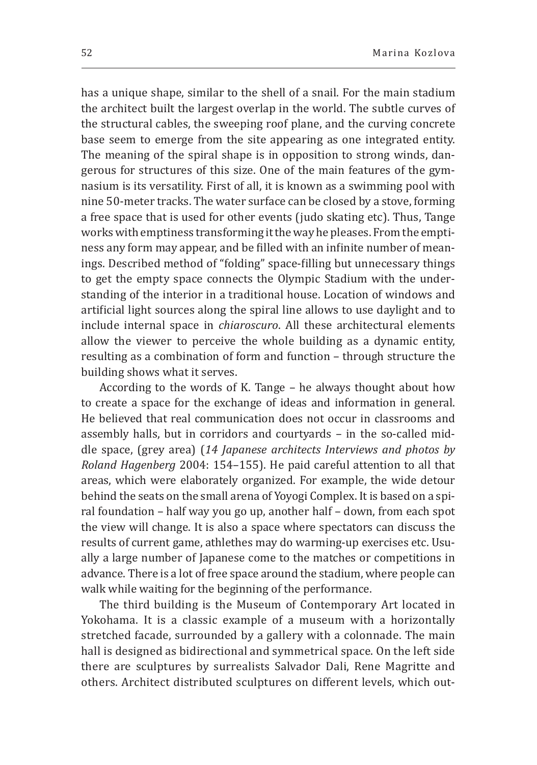has a unique shape, similar to the shell of a snail. For the main stadium the architect built the largest overlap in the world. The subtle curves of the structural cables, the sweeping roof plane, and the curving concrete base seem to emerge from the site appearing as one integrated entity. The meaning of the spiral shape is in opposition to strong winds, dangerous for structures of this size. One of the main features of the gymnasium is its versatility. First of all, it is known as a swimming pool with nine 50-meter tracks. The water surface can be closed by a stove, forming a free space that is used for other events (judo skating etc). Thus, Tange works with emptiness transforming it the way he pleases. From the emptiness any form may appear, and be filled with an infinite number of meanings. Described method of "folding" space-filling but unnecessary things to get the empty space connects the Olympic Stadium with the understanding of the interior in a traditional house. Location of windows and artificial light sources along the spiral line allows to use daylight and to include internal space in *chiaroscuro*. All these architectural elements allow the viewer to perceive the whole building as a dynamic entity, resulting as a combination of form and function – through structure the building shows what it serves.

According to the words of K. Tange – he always thought about how to create a space for the exchange of ideas and information in general. He believed that real communication does not occur in classrooms and assembly halls, but in corridors and courtyards – in the so-called middle space, (grey area) (*14 Japanese architects Interviews and photos by Roland Hagenberg* 2004: 154–155). He paid careful attention to all that areas, which were elaborately organized. For example, the wide detour behind the seats on the small arena of Yoyogi Complex. It is based on a spiral foundation – half way you go up, another half – down, from each spot the view will change. It is also a space where spectators can discuss the results of current game, athlethes may do warming-up exercises etc. Usually a large number of Japanese come to the matches or competitions in advance. There is a lot of free space around the stadium, where people can walk while waiting for the beginning of the performance.

The third building is the Museum of Contemporary Art located in Yokohama. It is a classic example of a museum with a horizontally stretched facade, surrounded by a gallery with a colonnade. The main hall is designed as bidirectional and symmetrical space. On the left side there are sculptures by surrealists Salvador Dali, Rene Magritte and others. Architect distributed sculptures on different levels, which out-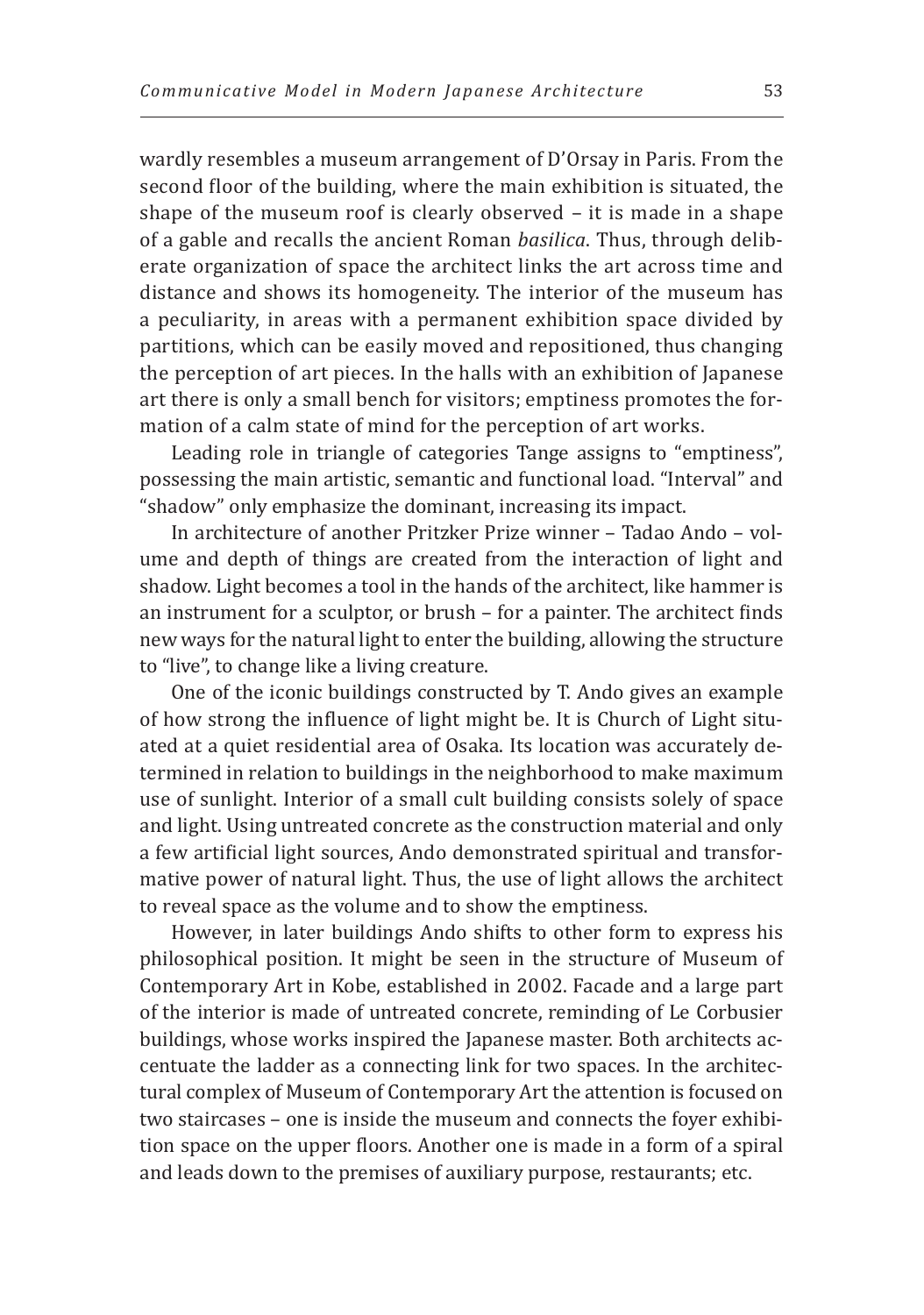wardly resembles a museum arrangement of D'Orsay in Paris. From the second floor of the building, where the main exhibition is situated, the shape of the museum roof is clearly observed – it is made in a shape of a gable and recalls the ancient Roman *basilica*. Thus, through deliberate organization of space the architect links the art across time and distance and shows its homogeneity. The interior of the museum has a peculiarity, in areas with a permanent exhibition space divided by partitions, which can be easily moved and repositioned, thus changing the perception of art pieces. In the halls with an exhibition of Japanese art there is only a small bench for visitors; emptiness promotes the formation of a calm state of mind for the perception of art works.

Leading role in triangle of categories Tange assigns to "emptiness", possessing the main artistic, semantic and functional load. "Interval" and "shadow" only emphasize the dominant, increasing its impact.

In architecture of another Pritzker Prize winner – Tadao Ando – volume and depth of things are created from the interaction of light and shadow. Light becomes a tool in the hands of the architect, like hammer is an instrument for a sculptor, or brush – for a painter. The architect finds new ways for the natural light to enter the building, allowing the structure to "live", to change like a living creature.

One of the iconic buildings constructed by T. Ando gives an example of how strong the influence of light might be. It is Church of Light situated at a quiet residential area of Osaka. Its location was accurately determined in relation to buildings in the neighborhood to make maximum use of sunlight. Interior of a small cult building consists solely of space and light. Using untreated concrete as the construction material and only a few artificial light sources, Ando demonstrated spiritual and transformative power of natural light. Thus, the use of light allows the architect to reveal space as the volume and to show the emptiness.

However, in later buildings Ando shifts to other form to express his philosophical position. It might be seen in the structure of Museum of Contemporary Art in Kobe, established in 2002. Facade and a large part of the interior is made of untreated concrete, reminding of Le Corbusier buildings, whose works inspired the Japanese master. Both architects accentuate the ladder as a connecting link for two spaces. In the architectural complex of Museum of Contemporary Art the attention is focused on two staircases – one is inside the museum and connects the foyer exhibition space on the upper floors. Another one is made in a form of a spiral and leads down to the premises of auxiliary purpose, restaurants; etc.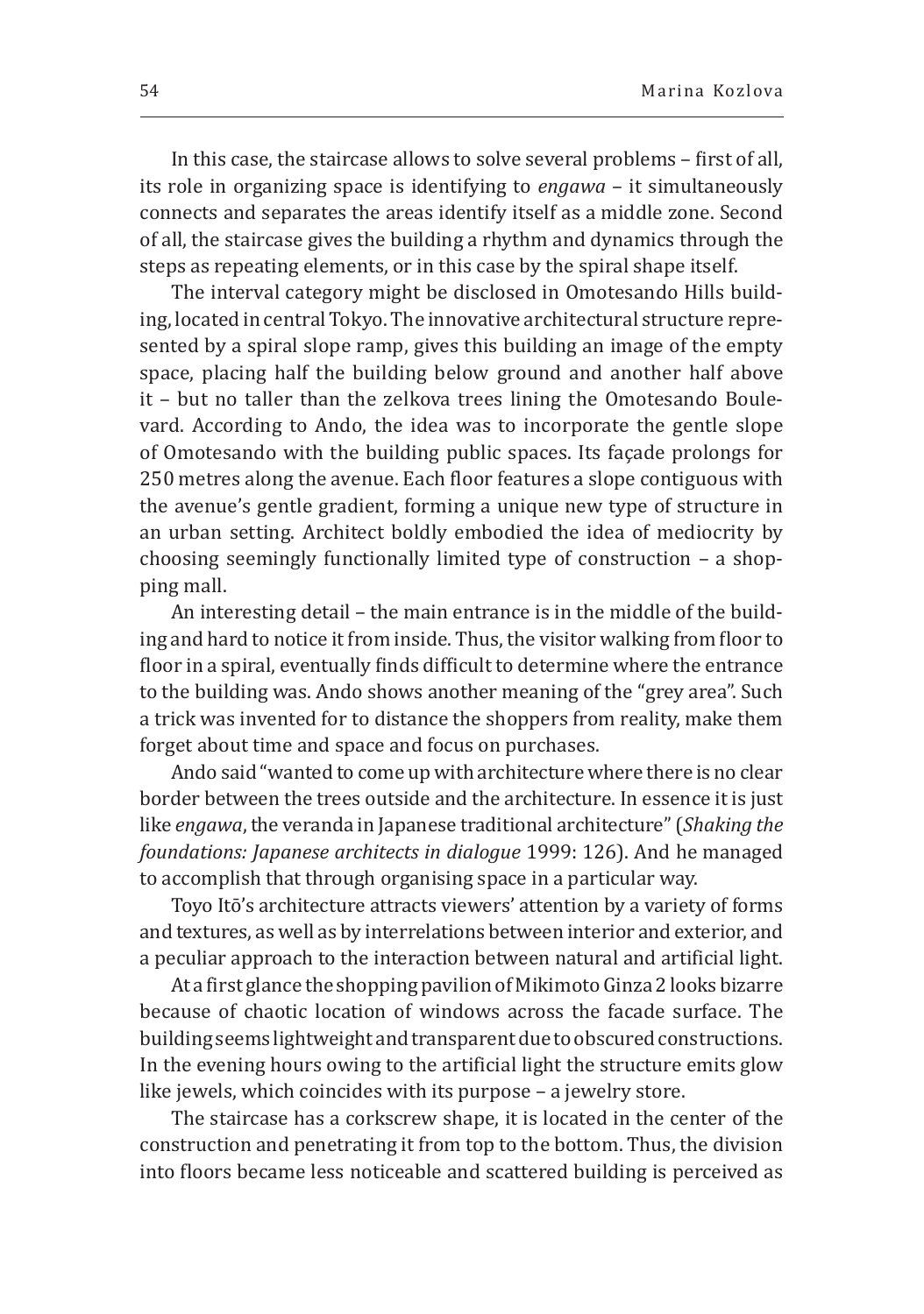In this case, the staircase allows to solve several problems – first of all, its role in organizing space is identifying to *engawa* – it simultaneously connects and separates the areas identify itself as a middle zone. Second of all, the staircase gives the building a rhythm and dynamics through the steps as repeating elements, or in this case by the spiral shape itself.

The interval category might be disclosed in Omotesando Hills building, located in central Tokyo. The innovative architectural structure represented by a spiral slope ramp, gives this building an image of the empty space, placing half the building below ground and another half above it – but no taller than the zelkova trees lining the Omotesando Boulevard. According to Ando, the idea was to incorporate the gentle slope of Omotesando with the building public spaces. Its façade prolongs for 250 metres along the avenue. Each floor features a slope contiguous with the avenue's gentle gradient, forming a unique new type of structure in an urban setting. Architect boldly embodied the idea of mediocrity by choosing seemingly functionally limited type of construction – a shopping mall.

An interesting detail – the main entrance is in the middle of the building and hard to notice it from inside. Thus, the visitor walking from floor to floor in a spiral, eventually finds difficult to determine where the entrance to the building was. Ando shows another meaning of the "grey area". Such a trick was invented for to distance the shoppers from reality, make them forget about time and space and focus on purchases.

Ando said "wanted to come up with architecture where there is no clear border between the trees outside and the architecture. In essence it is just like *engawa*, the veranda in Japanese traditional architecture" (*Shaking the foundations: Japanese architects in dialogue* 1999: 126). And he managed to accomplish that through organising space in a particular way.

Toyo Itō's architecture attracts viewers' attention by a variety of forms and textures, as well as by interrelations between interior and exterior, and a peculiar approach to the interaction between natural and artificial light.

At a first glance the shopping pavilion of Mikimoto Ginza 2 looks bizarre because of chaotic location of windows across the facade surface. The building seems lightweight and transparent due to obscured constructions. In the evening hours owing to the artificial light the structure emits glow like jewels, which coincides with its purpose – a jewelry store.

The staircase has a corkscrew shape, it is located in the center of the construction and penetrating it from top to the bottom. Thus, the division into floors became less noticeable and scattered building is perceived as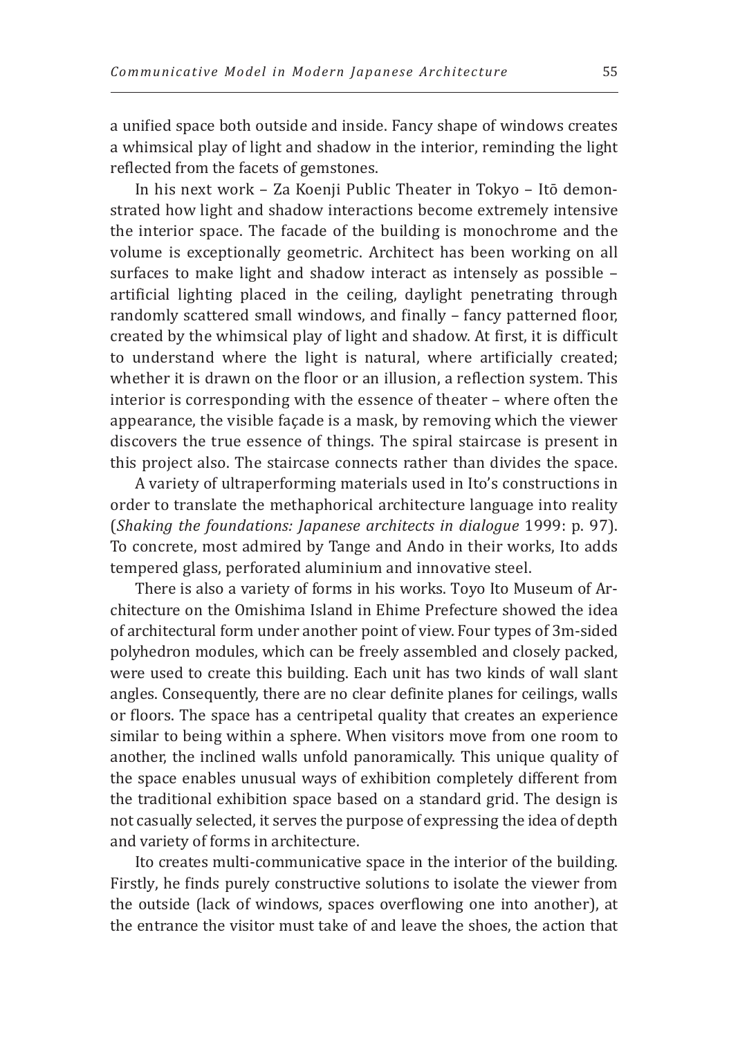a unified space both outside and inside. Fancy shape of windows creates a whimsical play of light and shadow in the interior, reminding the light reflected from the facets of gemstones.

In his next work – Za Koenji Public Theater in Tokyo – Itō demonstrated how light and shadow interactions become extremely intensive the interior space. The facade of the building is monochrome and the volume is exceptionally geometric. Architect has been working on all surfaces to make light and shadow interact as intensely as possible – artificial lighting placed in the ceiling, daylight penetrating through randomly scattered small windows, and finally – fancy patterned floor, created by the whimsical play of light and shadow. At first, it is difficult to understand where the light is natural, where artificially created; whether it is drawn on the floor or an illusion, a reflection system. This interior is corresponding with the essence of theater – where often the appearance, the visible façade is a mask, by removing which the viewer discovers the true essence of things. The spiral staircase is present in this project also. The staircase connects rather than divides the space.

A variety of ultraperforming materials used in Ito's constructions in order to translate the methaphorical architecture language into reality (*Shaking the foundations: Japanese architects in dialogue* 1999: p. 97). To concrete, most admired by Tange and Ando in their works, Ito adds tempered glass, perforated aluminium and innovative steel.

There is also a variety of forms in his works. Toyo Ito Museum of Architecture on the Omishima Island in Ehime Prefecture showed the idea of architectural form under another point of view. Four types of 3m-sided polyhedron modules, which can be freely assembled and closely packed, were used to create this building. Each unit has two kinds of wall slant angles. Consequently, there are no clear definite planes for ceilings, walls or floors. The space has a centripetal quality that creates an experience similar to being within a sphere. When visitors move from one room to another, the inclined walls unfold panoramically. This unique quality of the space enables unusual ways of exhibition completely different from the traditional exhibition space based on a standard grid. The design is not casually selected, it serves the purpose of expressing the idea of depth and variety of forms in architecture.

Ito creates multi-communicative space in the interior of the building. Firstly, he finds purely constructive solutions to isolate the viewer from the outside (lack of windows, spaces overflowing one into another), at the entrance the visitor must take of and leave the shoes, the action that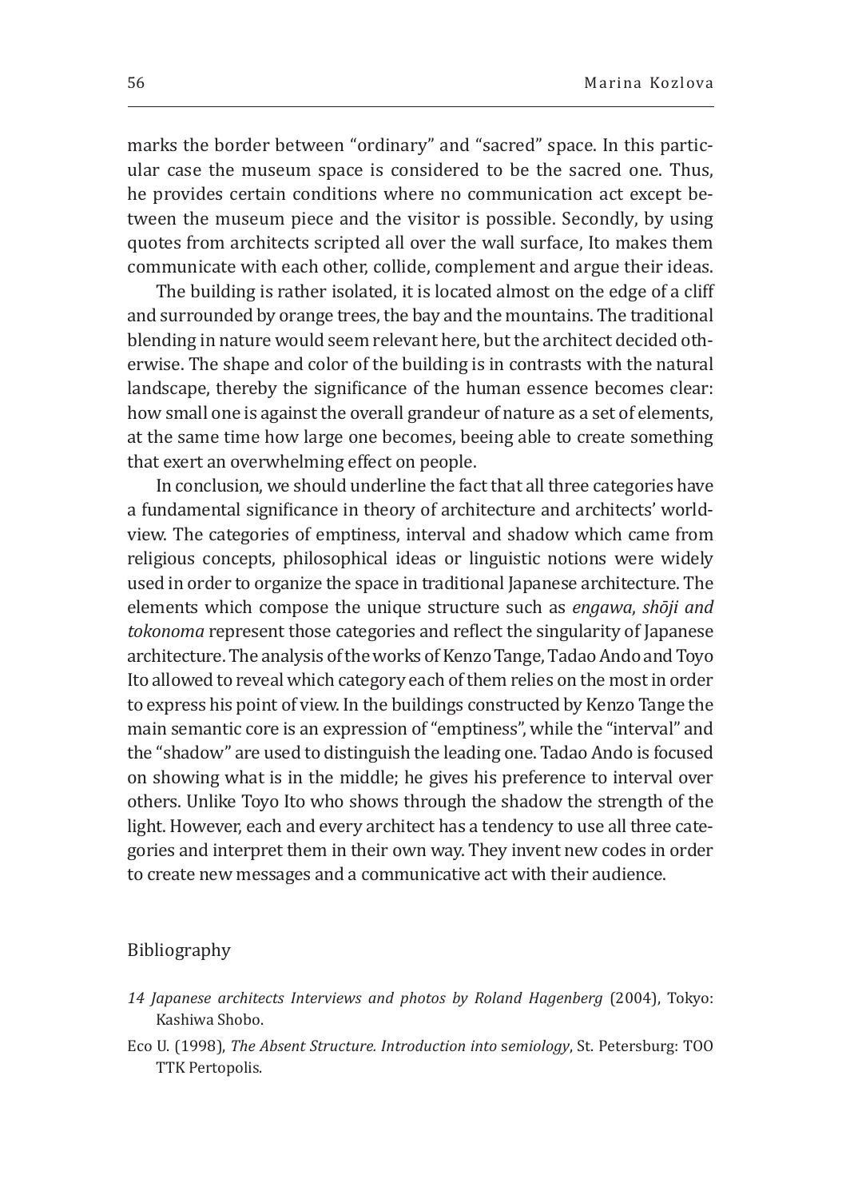marks the border between "ordinary" and "sacred" space. In this particular case the museum space is considered to be the sacred one. Thus, he provides certain conditions where no communication act except between the museum piece and the visitor is possible. Secondly, by using quotes from architects scripted all over the wall surface, Ito makes them communicate with each other, collide, complement and argue their ideas.

The building is rather isolated, it is located almost on the edge of a cliff and surrounded by orange trees, the bay and the mountains. The traditional blending in nature would seem relevant here, but the architect decided otherwise. The shape and color of the building is in contrasts with the natural landscape, thereby the significance of the human essence becomes clear: how small one is against the overall grandeur of nature as a set of elements, at the same time how large one becomes, beeing able to create something that exert an overwhelming effect on people.

In conclusion, we should underline the fact that all three categories have a fundamental significance in theory of architecture and architects' worldview. The categories of emptiness, interval and shadow which came from religious concepts, philosophical ideas or linguistic notions were widely used in order to organize the space in traditional Japanese architecture. The elements which compose the unique structure such as *engawa*, *shōji and tokonoma* represent those categories and reflect the singularity of Japanese architecture. The analysis of the works of Kenzo Tange, Tadao Ando and Toyo Ito allowed to reveal which category each of them relies on the most in order to express his point of view. In the buildings constructed by Kenzo Tange the main semantic core is an expression of "emptiness", while the "interval" and the "shadow" are used to distinguish the leading one. Tadao Ando is focused on showing what is in the middle; he gives his preference to interval over others. Unlike Toyo Ito who shows through the shadow the strength of the light. However, each and every architect has a tendency to use all three categories and interpret them in their own way. They invent new codes in order to create new messages and a communicative act with their audience.

## Bibliography

*14 Japanese architects Interviews and photos by Roland Hagenberg* (2004), Tokyo: Kashiwa Shobo.

Eco U. (1998), *The Absent Structure. Introduction into semiology*, St. Petersburg: TOO TTK Pertopolis.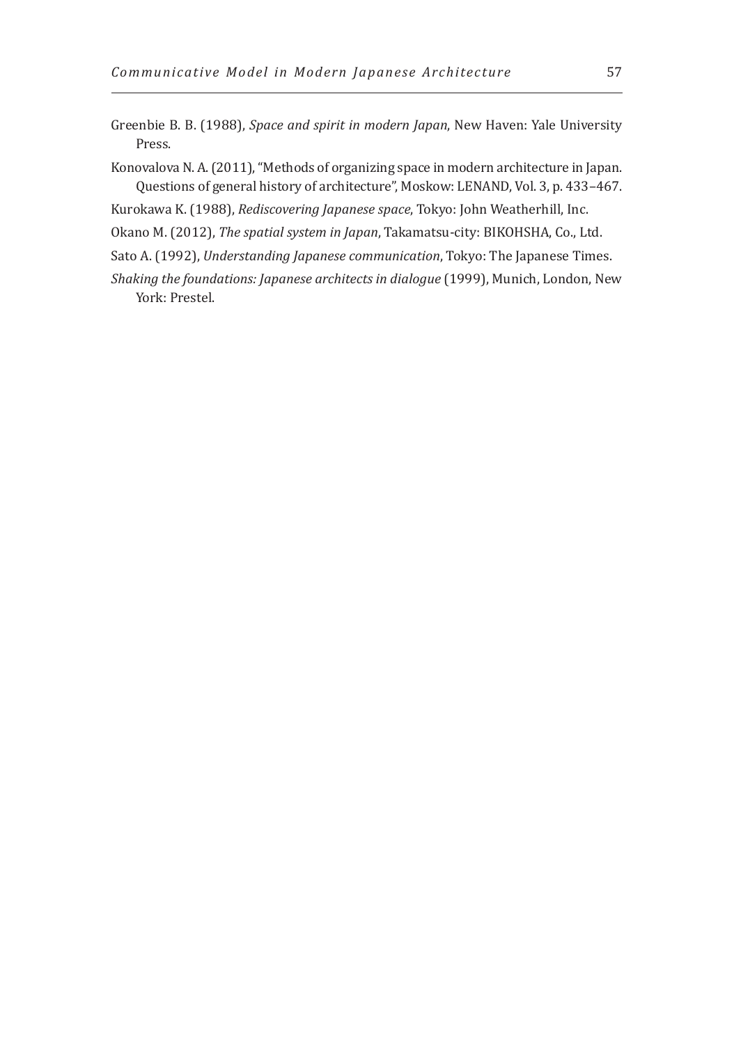Greenbie B. B. (1988), *Space and spirit in modern Japan*, New Haven: Yale University Press.

Konovalova N. A. (2011), "Methods of organizing space in modern architecture in Japan. Questions of general history of architecture", Moskow: LENAND, Vol. 3, p. 433–467.

Kurokawa K. (1988), *Rediscovering Japanese space*, Tokyo: John Weatherhill, Inc.

Okano M. (2012), *The spatial system in Japan*, Takamatsu-city: BIKOHSHA, Co., Ltd.

Sato A. (1992), *Understanding Japanese communication*, Tokyo: The Japanese Times.

*Shaking the foundations: Japanese architects in dialogue* (1999), Munich, London, New York: Prestel.